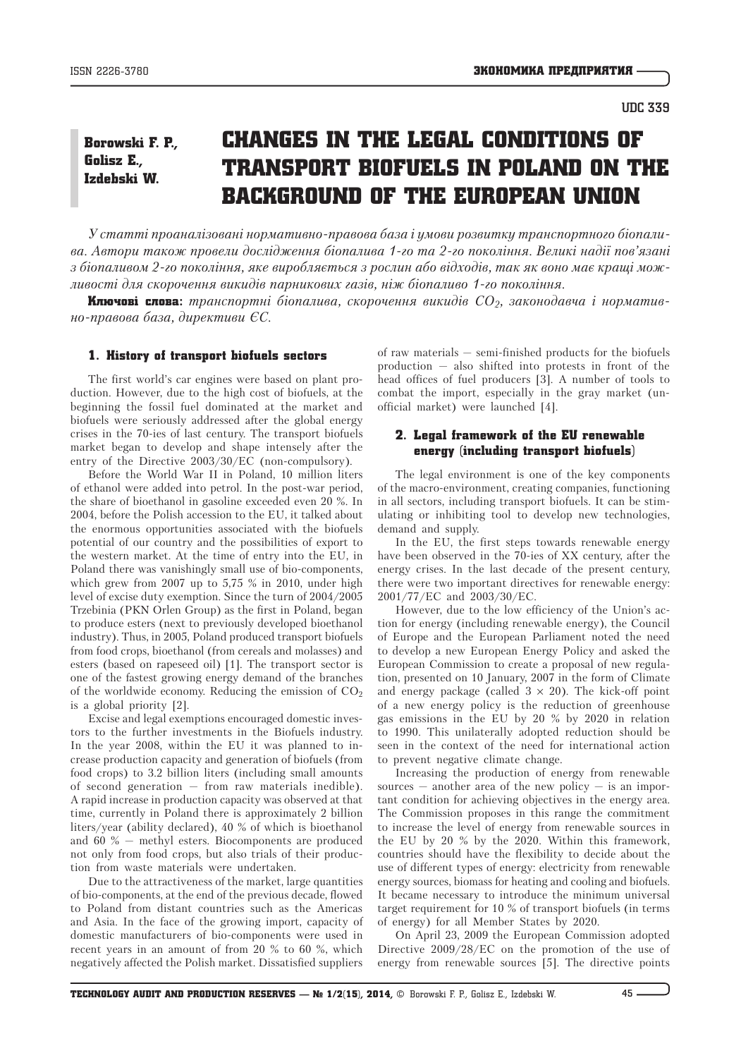UDC 339

**Borowski F. P., Golisz E., Izdebski W.**

# CHANGES IN THE LEGAL CONDITIONS OF TRANSPORT BIOFUELS IN POLAND ON THE BACKGROUND OF THE EUROPEAN UNION

*У статті проаналізовані нормативно-правова база і умови розвитку транспортного біопалива. Автори також провели дослідження біопалива 1-го та 2-го покоління. Великі надії пов'язані з біопаливом 2-го покоління, яке виробляється з рослин або відходів, так як воно має кращі можливості для скорочення викидів парникових газів, ніж біопаливо 1-го покоління.*

**Ключові слова:** *транспортні біопалива, скорочення викидів $CO_2$, законодавча і нормативно-правова база, директиви ЄС.*

## 1. History of transport biofuels sectors

The first world's car engines were based on plant production. However, due to the high cost of biofuels, at the beginning the fossil fuel dominated at the market and biofuels were seriously addressed after the global energy crises in the 70-ies of last century. The transport biofuels market began to develop and shape intensely after the entry of the Directive 2003/30/EC (non-compulsory).

Before the World War II in Poland, 10 million liters of ethanol were added into petrol. In the post-war period, the share of bioethanol in gasoline exceeded even 20 %. In 2004, before the Polish accession to the EU, it talked about the enormous opportunities associated with the biofuels potential of our country and the possibilities of export to the western market. At the time of entry into the EU, in Poland there was vanishingly small use of bio-components, which grew from 2007 up to 5,75 % in 2010, under high level of excise duty exemption. Since the turn of 2004/2005 Trzebinia (PKN Orlen Group) as the first in Poland, began to produce esters (next to previously developed bioethanol industry). Thus, in 2005, Poland produced transport biofuels from food crops, bioethanol (from cereals and molasses) and esters (based on rapeseed oil) [1]. The transport sector is one of the fastest growing energy demand of the branches of the worldwide economy. Reducing the emission of $CO_2$ is a global priority [2].

Excise and legal exemptions encouraged domestic investors to the further investments in the Biofuels industry. In the year 2008, within the EU it was planned to increase production capacity and generation of biofuels (from food crops) to 3.2 billion liters (including small amounts of second generation – from raw materials inedible). A rapid increase in production capacity was observed at that time, currently in Poland there is approximately 2 billion liters/year (ability declared), 40 % of which is bioethanol and 60 % – methyl esters. Biocomponents are produced not only from food crops, but also trials of their production from waste materials were undertaken.

Due to the attractiveness of the market, large quantities of bio-components, at the end of the previous decade, flowed to Poland from distant countries such as the Americas and Asia. In the face of the growing import, capacity of domestic manufacturers of bio-components were used in recent years in an amount of from 20 % to 60 %, which negatively affected the Polish market. Dissatisfied suppliers of raw materials – semi-finished products for the biofuels production – also shifted into protests in front of the head offices of fuel producers [3]. A number of tools to combat the import, especially in the gray market (unofficial market) were launched [4].

## 2. Legal framework of the EU renewable energy (including transport biofuels)

The legal environment is one of the key components of the macro-environment, creating companies, functioning in all sectors, including transport biofuels. It can be stimulating or inhibiting tool to develop new technologies, demand and supply.

In the EU, the first steps towards renewable energy have been observed in the 70-ies of XX century, after the energy crises. In the last decade of the present century, there were two important directives for renewable energy: 2001/77/EC and 2003/30/EC.

However, due to the low efficiency of the Union's action for energy (including renewable energy), the Council of Europe and the European Parliament noted the need to develop a new European Energy Policy and asked the European Commission to create a proposal of new regulation, presented on 10 January, 2007 in the form of Climate and energy package (called $3 \times 20$). The kick-off point of a new energy policy is the reduction of greenhouse gas emissions in the EU by 20 % by 2020 in relation to 1990. This unilaterally adopted reduction should be seen in the context of the need for international action to prevent negative climate change.

Increasing the production of energy from renewable sources – another area of the new policy – is an important condition for achieving objectives in the energy area. The Commission proposes in this range the commitment to increase the level of energy from renewable sources in the EU by 20 % by the 2020. Within this framework, countries should have the flexibility to decide about the use of different types of energy: electricity from renewable energy sources, biomass for heating and cooling and biofuels. It became necessary to introduce the minimum universal target requirement for 10 % of transport biofuels (in terms of energy) for all Member States by 2020.

On April 23, 2009 the European Commission adopted Directive 2009/28/EC on the promotion of the use of energy from renewable sources [5]. The directive points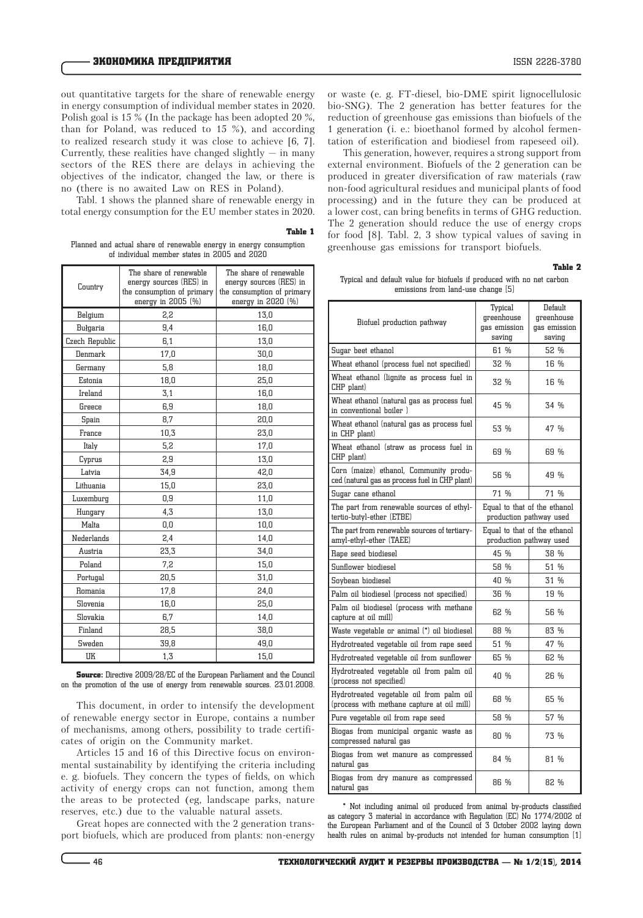out quantitative targets for the share of renewable energy in energy consumption of individual member states in 2020. Polish goal is 15 % (In the package has been adopted 20 %, than for Poland, was reduced to 15 %), and according to realized research study it was close to achieve [6, 7]. Currently, these realities have changed slightly — in many sectors of the RES there are delays in achieving the objectives of the indicator, changed the law, or there is no (there is no awaited Law on RES in Poland).

Tabl. 1 shows the planned share of renewable energy in total energy consumption for the EU member states in 2020.

**Table 1**

Planned and actual share of renewable energy in energy consumption of individual member states in 2005 and 2020

| Country | The share of renewable energy sources (RES) in the consumption of primary energy in 2005 (%) | The share of renewable energy sources (RES) in the consumption of primary energy in 2020 (%) |
|---|---|---|
| Belgium | 2,2 | 13,0 |
| Bulgaria | 9,4 | 16,0 |
| Czech Republic | 6,1 | 13,0 |
| Denmark | 17,0 | 30,0 |
| Germany | 5,8 | 18,0 |
| Estonia | 18,0 | 25,0 |
| Ireland | 3,1 | 16,0 |
| Greece | 6,9 | 18,0 |
| Spain | 8,7 | 20,0 |
| France | 10,3 | 23,0 |
| Italy | 5,2 | 17,0 |
| Cyprus | 2,9 | 13,0 |
| Latvia | 34,9 | 42,0 |
| Lithuania | 15,0 | 23,0 |
| Luxemburg | 0,9 | 11,0 |
| Hungary | 4,3 | 13,0 |
| Malta | 0,0 | 10,0 |
| Nederlands | 2,4 | 14,0 |
| Austria | 23,3 | 34,0 |
| Poland | 7,2 | 15,0 |
| Portugal | 20,5 | 31,0 |
| Romania | 17,8 | 24,0 |
| Slovenia | 16,0 | 25,0 |
| Slovakia | 6,7 | 14,0 |
| Finland | 28,5 | 38,0 |
| Sweden | 39,8 | 49,0 |
| UK | 1,3 | 15,0 |

**Source:** Directive 2009/28/EC of the European Parliament and the Council on the promotion of the use of energy from renewable sources. 23.01.2008.

This document, in order to intensify the development of renewable energy sector in Europe, contains a number of mechanisms, among others, possibility to trade certificates of origin on the Community market.

Articles 15 and 16 of this Directive focus on environmental sustainability by identifying the criteria including e. g. biofuels. They concern the types of fields, on which activity of energy crops can not function, among them the areas to be protected (eg, landscape parks, nature reserves, etc.) due to the valuable natural assets.

Great hopes are connected with the 2 generation transport biofuels, which are produced from plants: non-energy or waste (e. g. FT-diesel, bio-DME spirit lignocellulosic bio-SNG). The 2 generation has better features for the reduction of greenhouse gas emissions than biofuels of the 1 generation (i. e.: bioethanol formed by alcohol fermentation of esterification and biodiesel from rapeseed oil).

This generation, however, requires a strong support from external environment. Biofuels of the 2 generation can be produced in greater diversification of raw materials (raw non-food agricultural residues and municipal plants of food processing) and in the future they can be produced at a lower cost, can bring benefits in terms of GHG reduction. The 2 generation should reduce the use of energy crops for food [8]. Tabl. 2, 3 show typical values of saving in greenhouse gas emissions for transport biofuels.

**Table 2**

Typical and default value for biofuels if produced with no net carbon emissions from land-use change [5]

| Biofuel production pathway | Typical greenhouse gas emission saving | Default greenhouse gas emission saving |
|---|---|---|
| Sugar beet ethanol | 61 % | 52 % |
| Wheat ethanol (process fuel not specified) | 32 % | 16 % |
| Wheat ethanol (lignite as process fuel in CHP plant) | 32 % | 16 % |
| Wheat ethanol (natural gas as process fuel in conventional boiler ) | 45 % | 34 % |
| Wheat ethanol (natural gas as process fuel in CHP plant) | 53 % | 47 % |
| Wheat ethanol (straw as process fuel in CHP plant) | 69 % | 69 % |
| Corn (maize) ethanol, Community produced (natural gas as process fuel in CHP plant) | 56 % | 49 % |
| Sugar cane ethanol | 71 % | 71 % |
| The part from renewable sources of ethyl-tertio-butyl-ether (ETBE) | Equal to that of the ethanol production pathway used | |
| The part from renewable sources of tertiary-amyl-ethyl-ether (TAEE) | Equal to that of the ethanol production pathway used | |
| Rape seed biodiesel | 45 % | 38 % |
| Sunflower biodiesel | 58 % | 51 % |
| Soybean biodiesel | 40 % | 31 % |
| Palm oil biodiesel (process not specified) | 36 % | 19 % |
| Palm oil biodiesel (process with methane capture at oil mill) | 62 % | 56 % |
| Waste vegetable or animal (*) oil biodiesel | 88 % | 83 % |
| Hydrotreated vegetable oil from rape seed | 51 % | 47 % |
| Hydrotreated vegetable oil from sunflower | 65 % | 62 % |
| Hydrotreated vegetable oil from palm oil (process not specified) | 40 % | 26 % |
| Hydrotreated vegetable oil from palm oil (process with methane capture at oil mill) | 68 % | 65 % |
| Pure vegetable oil from rape seed | 58 % | 57 % |
| Biogas from municipal organic waste as compressed natural gas | 80 % | 73 % |
| Biogas from wet manure as compressed natural gas | 84 % | 81 % |
| Biogas from dry manure as compressed natural gas | 86 % | 82 % |

\* Not including animal oil produced from animal by-products classified as category 3 material in accordance with Regulation (EC) No 1774/2002 of the European Parliament and of the Council of 3 October 2002 laying down health rules on animal by-products not intended for human consumption [1]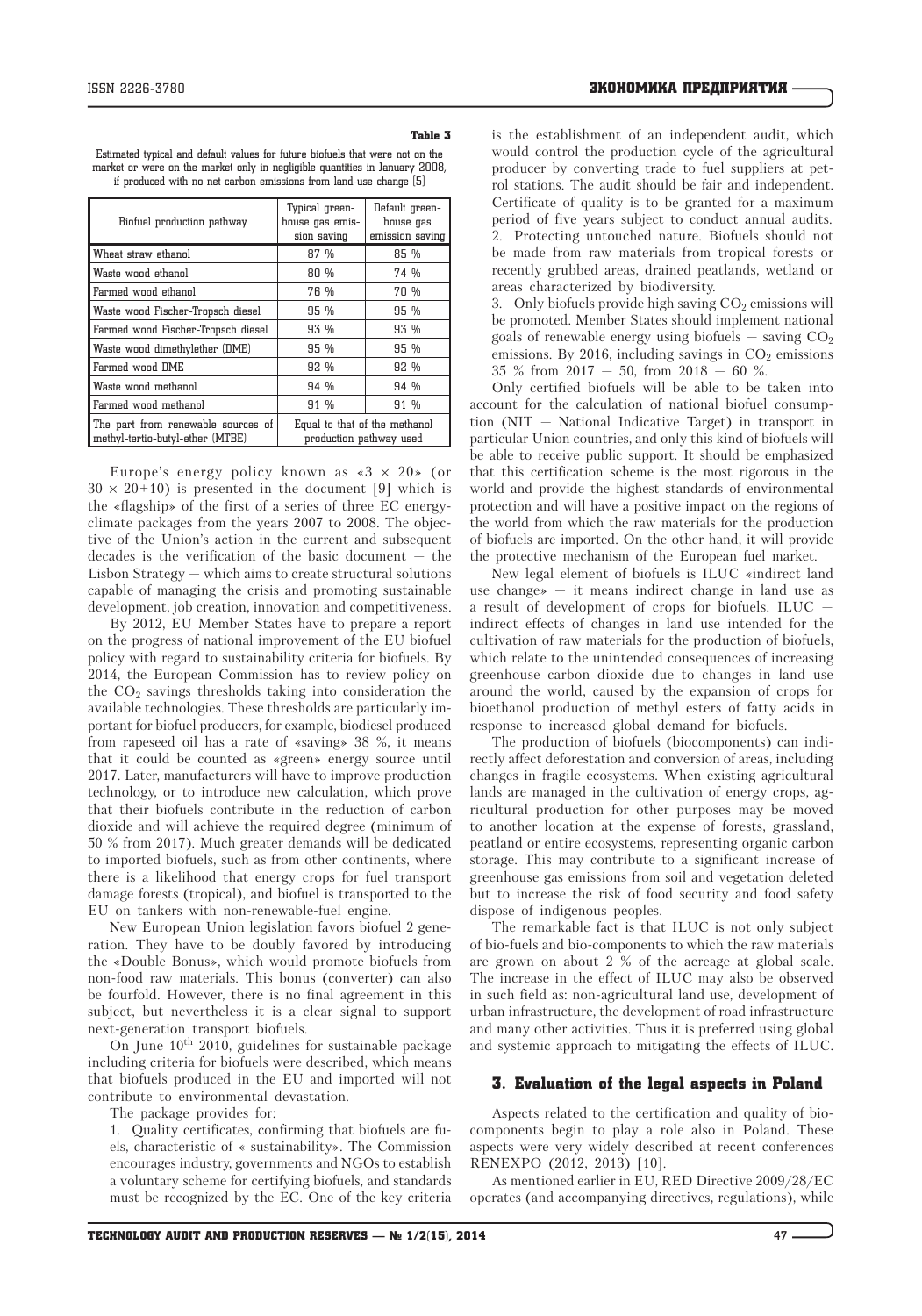**Table 3**

Estimated typical and default values for future biofuels that were not on the market or were on the market only in negligible quantities in January 2008, if produced with no net carbon emissions from land-use change [5]

| Biofuel production pathway | Typical greenhouse gas emission saving | Default greenhouse gas emission saving |
|---|---|---|
| Wheat straw ethanol | 87 % | 85 % |
| Waste wood ethanol | 80 % | 74 % |
| Farmed wood ethanol | 76 % | 70 % |
| Waste wood Fischer-Tropsch diesel | 95 % | 95 % |
| Farmed wood Fischer-Tropsch diesel | 93 % | 93 % |
| Waste wood dimethylether (DME) | 95 % | 95 % |
| Farmed wood DME | 92 % | 92 % |
| Waste wood methanol | 94 % | 94 % |
| Farmed wood methanol | 91 % | 91 % |
| The part from renewable sources of methyl-tertio-butyl-ether (MTBE) | Equal to that of the methanol production pathway used | |

Europe's energy policy known as «3 × 20» (or 30 × 20+10) is presented in the document [9] which is the «flagship» of the first of a series of three EC energy-climate packages from the years 2007 to 2008. The objective of the Union's action in the current and subsequent decades is the verification of the basic document — the Lisbon Strategy — which aims to create structural solutions capable of managing the crisis and promoting sustainable development, job creation, innovation and competitiveness.

By 2012, EU Member States have to prepare a report on the progress of national improvement of the EU biofuel policy with regard to sustainability criteria for biofuels. By 2014, the European Commission has to review policy on the $CO_2$ savings thresholds taking into consideration the available technologies. These thresholds are particularly important for biofuel producers, for example, biodiesel produced from rapeseed oil has a rate of «saving» 38 %, it means that it could be counted as «green» energy source until 2017. Later, manufacturers will have to improve production technology, or to introduce new calculation, which prove that their biofuels contribute in the reduction of carbon dioxide and will achieve the required degree (minimum of 50 % from 2017). Much greater demands will be dedicated to imported biofuels, such as from other continents, where there is a likelihood that energy crops for fuel transport damage forests (tropical), and biofuel is transported to the EU on tankers with non-renewable-fuel engine.

New European Union legislation favors biofuel 2 generation. They have to be doubly favored by introducing the «Double Bonus», which would promote biofuels from non-food raw materials. This bonus (converter) can also be fourfold. However, there is no final agreement in this subject, but nevertheless it is a clear signal to support next-generation transport biofuels.

On June 10[th] 2010, guidelines for sustainable package including criteria for biofuels were described, which means that biofuels produced in the EU and imported will not contribute to environmental devastation.

The package provides for:

1. Quality certificates, confirming that biofuels are fuels, characteristic of « sustainability». The Commission encourages industry, governments and NGOs to establish a voluntary scheme for certifying biofuels, and standards must be recognized by the EC. One of the key criteria is the establishment of an independent audit, which would control the production cycle of the agricultural producer by converting trade to fuel suppliers at petrol stations. The audit should be fair and independent. Certificate of quality is to be granted for a maximum period of five years subject to conduct annual audits.
2. Protecting untouched nature. Biofuels should not be made from raw materials from tropical forests or recently grubbed areas, drained peatlands, wetland or areas characterized by biodiversity.
3. Only biofuels provide high saving $CO_2$ emissions will be promoted. Member States should implement national goals of renewable energy using biofuels — saving $CO_2$ emissions. By 2016, including savings in $CO_2$ emissions 35 % from 2017 — 50, from 2018 — 60 %.

Only certified biofuels will be able to be taken into account for the calculation of national biofuel consumption (NIT — National Indicative Target) in transport in particular Union countries, and only this kind of biofuels will be able to receive public support. It should be emphasized that this certification scheme is the most rigorous in the world and provide the highest standards of environmental protection and will have a positive impact on the regions of the world from which the raw materials for the production of biofuels are imported. On the other hand, it will provide the protective mechanism of the European fuel market.

New legal element of biofuels is ILUC «indirect land use change» — it means indirect change in land use as a result of development of crops for biofuels. ILUC — indirect effects of changes in land use intended for the cultivation of raw materials for the production of biofuels, which relate to the unintended consequences of increasing greenhouse carbon dioxide due to changes in land use around the world, caused by the expansion of crops for bioethanol production of methyl esters of fatty acids in response to increased global demand for biofuels.

The production of biofuels (biocomponents) can indirectly affect deforestation and conversion of areas, including changes in fragile ecosystems. When existing agricultural lands are managed in the cultivation of energy crops, agricultural production for other purposes may be moved to another location at the expense of forests, grassland, peatland or entire ecosystems, representing organic carbon storage. This may contribute to a significant increase of greenhouse gas emissions from soil and vegetation deleted but to increase the risk of food security and food safety dispose of indigenous peoples.

The remarkable fact is that ILUC is not only subject of bio-fuels and bio-components to which the raw materials are grown on about 2 % of the acreage at global scale. The increase in the effect of ILUC may also be observed in such field as: non-agricultural land use, development of urban infrastructure, the development of road infrastructure and many other activities. Thus it is preferred using global and systemic approach to mitigating the effects of ILUC.

## 3. Evaluation of the legal aspects in Poland

Aspects related to the certification and quality of biocomponents begin to play a role also in Poland. These aspects were very widely described at recent conferences RENEXPO (2012, 2013) [10].

As mentioned earlier in EU, RED Directive 2009/28/EC operates (and accompanying directives, regulations), while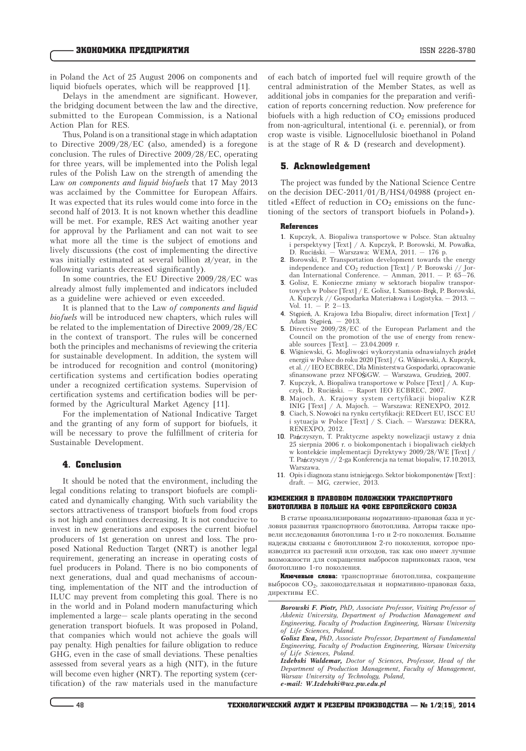in Poland the Act of 25 August 2006 on components and liquid biofuels operates, which will be reapproved [1].

Delays in the amendment are significant. However, the bridging document between the law and the directive, submitted to the European Commission, is a National Action Plan for RES.

Thus, Poland is on a transitional stage in which adaptation to Directive 2009/28/EC (also, amended) is a foregone conclusion. The rules of Directive 2009/28/EC, operating for three years, will be implemented into the Polish legal rules of the Polish Law on the strength of amending the Law *on components and liquid biofuels* that 17 May 2013 was acclaimed by the Committee for European Affairs. It was expected that its rules would come into force in the second half of 2013. It is not known whether this deadline will be met. For example, RES Act waiting another year for approval by the Parliament and can not wait to see what more all the time is the subject of emotions and lively discussions (the cost of implementing the directive was initially estimated at several billion zł/year, in the following variants decreased significantly).

In some countries, the EU Directive 2009/28/EC was already almost fully implemented and indicators included as a guideline were achieved or even exceeded.

It is planned that to the Law *of components and liquid biofuels* will be introduced new chapters, which rules will be related to the implementation of Directive 2009/28/EC in the context of transport. The rules will be concerned both the principles and mechanisms of reviewing the criteria for sustainable development. In addition, the system will be introduced for recognition and control (monitoring) certification systems and certification bodies operating under a recognized certification systems. Supervision of certification systems and certification bodies will be performed by the Agricultural Market Agency [11].

For the implementation of National Indicative Target and the granting of any form of support for biofuels, it will be necessary to prove the fulfillment of criteria for Sustainable Development.

## 4. Conclusion

It should be noted that the environment, including the legal conditions relating to transport biofuels are complicated and dynamically changing. With such variability the sectors attractiveness of transport biofuels from food crops is not high and continues decreasing. It is not conducive to invest in new generations and exposes the current biofuel producers of 1st generation on unrest and loss. The proposed National Reduction Target (NRT) is another legal requirement, generating an increase in operating costs of fuel producers in Poland. There is no bio components of next generations, dual and quad mechanisms of accounting, implementation of the NIT and the introduction of ILUC may prevent from completing this goal. There is no in the world and in Poland modern manufacturing which implemented a large— scale plants operating in the second generation transport biofuels. It was proposed in Poland, that companies which would not achieve the goals will pay penalty. High penalties for failure obligation to reduce GHG, even in the case of small deviations. These penalties assessed from several years as a high (NIT), in the future will become even higher (NRT). The reporting system (certification) of the raw materials used in the manufacture of each batch of imported fuel will require growth of the central administration of the Member States, as well as additional jobs in companies for the preparation and verification of reports concerning reduction. Now preference for biofuels with a high reduction of $CO_2$ emissions produced from non-agricultural, intentional (i. e. perennial), or from crop waste is visible. Lignocellulosic bioethanol in Poland is at the stage of R & D (research and development).

## 5. Acknowledgement

The project was funded by the National Science Centre on the decision DEC-2011/01/B/HS4/04988 (project entitled «Effect of reduction in $CO_2$ emissions on the functioning of the sectors of transport biofuels in Poland»).

### References

1. Kupczyk, A. Biopaliwa transportowe w Polsce. Stan aktualny i perspektywy [Text] / A. Kupczyk, P. Borowski, M. Powałka, D. Ruciński. — Warszawa: WEMA, 2011. — 176 p.
2. Borowski, P. Transportation development towards the energy independence and $CO_2$ reduction [Text] / P. Borowski // Jordan International Conference. — Amman, 2011. — P. 65–76.
3. Golisz, E. Konieczne zmiany w sektorach biopaliw transportowych w Polsce [Text] / E. Golisz, I. Samson-Bręk, P. Borowski, A. Kupczyk // Gospodarka Materiałowa i Logistyka. — 2013. — Vol. 11. — P. 2–13.
4. Stępień, A. Krajowa Izba Biopaliw, direct information [Text] / Adam Stępień. — 2013.
5. Directive 2009/28/EC of the European Parlament and the Council on the promotion of the use of energy from renewable sources [Text]. — 23.04.2009 r.
6. Wiśniewski, G. Możliwości wykorzystania odnawialnych źródeł energii w Polsce do roku 2020 [Text] / G. Wiśniewski, A. Kupczyk, et al. // IEO ECBREC, Dla Ministerstwa Gospodarki, opracowanie sfinansowane przez NFOŚiGW. — Warszawa, Grudzień, 2007.
7. Kupczyk, A. Biopaliwa transportowe w Polsce [Text] / A. Kupczyk, D. Ruciński. — Raport IEO ECBREC, 2007.
8. Majoch, A. Krajowy system certyfikacji biopaliw KZR INIG [Text] / A. Majoch. — Warszawa: RENEXPO, 2012.
9. Ciach, S. Nowości na rynku certyfikacji: REDcert EU, ISCC EU i sytuacja w Polsce [Text] / S. Ciach. — Warszawa: DEKRA, RENEXPO, 2012.
10. Pańczyszyn, T. Praktyczne aspekty nowelizacji ustawy z dnia 25 sierpnia 2006 r. o biokomponentach i biopaliwach ciekłych w kontekście implementacji Dyrektywy 2009/28/WE [Text] / T. Pańczyszyn // 2-ga Konferencja na temat biopaliw, 17.10.2013, Warszawa.
11. Opis i diagnoza stanu istniejącego. Sektor biokomponentów [Text] : draft. — MG, czerwiec, 2013.

### ИЗМЕНЕНИЯ В ПРАВОВОМ ПОЛОЖЕНИИ ТРАНСПОРТНОГО БИОТОПЛИВА В ПОЛЬШЕ НА ФОНЕ ЕВРОПЕЙСКОГО СОЮЗА

В статье проанализированы нормативно-правовая база и условия развития транспортного биотоплива. Авторы также провели исследования биотоплива 1-го и 2-го поколения. Большие надежды связаны с биотопливом 2-го поколения, которое производится из растений или отходов, так как оно имеет лучшие возможности для сокращения выбросов парниковых газов, чем биотопливо 1-го поколения.

**Ключевые слова:** транспортные биотоплива, сокращение выбросов $CO_2$, законодательная и нормативно-правовая база, директивы ЕС.

***Borowski F. Piotr,*** *PhD, Associate Professor, Visiting Professor of Akdeniz University, Department of Production Management and Engineering, Faculty of Production Engineering, Warsaw University of Life Sciences, Poland.*

***Golisz Ewa,*** *PhD, Associate Professor, Department of Fundamental Engineering, Faculty of Production Engineering, Warsaw University of Life Sciences, Poland.*

***Izdebski Waldemar,*** *Doctor of Sciences, Professor, Head of the Department of Production Management, Faculty of Management, Warsaw University of Technology, Poland,*
***e-mail: W.Izdebski@wz.pw.edu.pl***